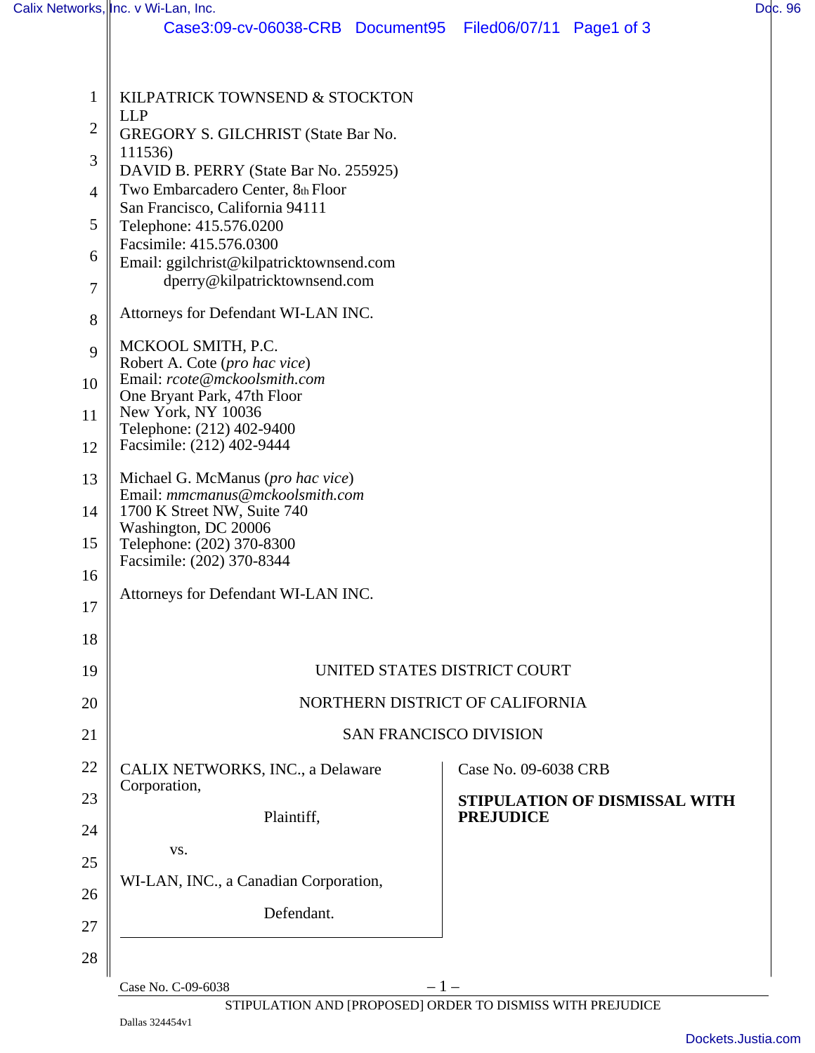KILPATRICK TOWNSEND & STOCKTON LLP
GREGORY S. GILCHRIST (State Bar No. 111536)
DAVID B. PERRY (State Bar No. 255925)
Two Embarcadero Center, 8th Floor
San Francisco, California 94111
Telephone: 415.576.0200
Facsimile: 415.576.0300
Email: ggilchrist@kilpatricktownsend.com
dperry@kilpatricktownsend.com

Attorneys for Defendant WI-LAN INC.

MCKOOL SMITH, P.C.
Robert A. Cote (*pro hac vice*)
Email: *rcote@mckoolsmith.com*
One Bryant Park, 47th Floor
New York, NY 10036
Telephone: (212) 402-9400
Facsimile: (212) 402-9444

Michael G. McManus (*pro hac vice*)
Email: *mmcmanus@mckoolsmith.com*
1700 K Street NW, Suite 740
Washington, DC 20006
Telephone: (202) 370-8300
Facsimile: (202) 370-8344

Attorneys for Defendant WI-LAN INC.

UNITED STATES DISTRICT COURT

NORTHERN DISTRICT OF CALIFORNIA

SAN FRANCISCO DIVISION

CALIX NETWORKS, INC., a Delaware Corporation,

Plaintiff,

vs.

WI-LAN, INC., a Canadian Corporation,

Defendant.

Case No. 09-6038 CRB

**STIPULATION OF DISMISSAL WITH PREJUDICE**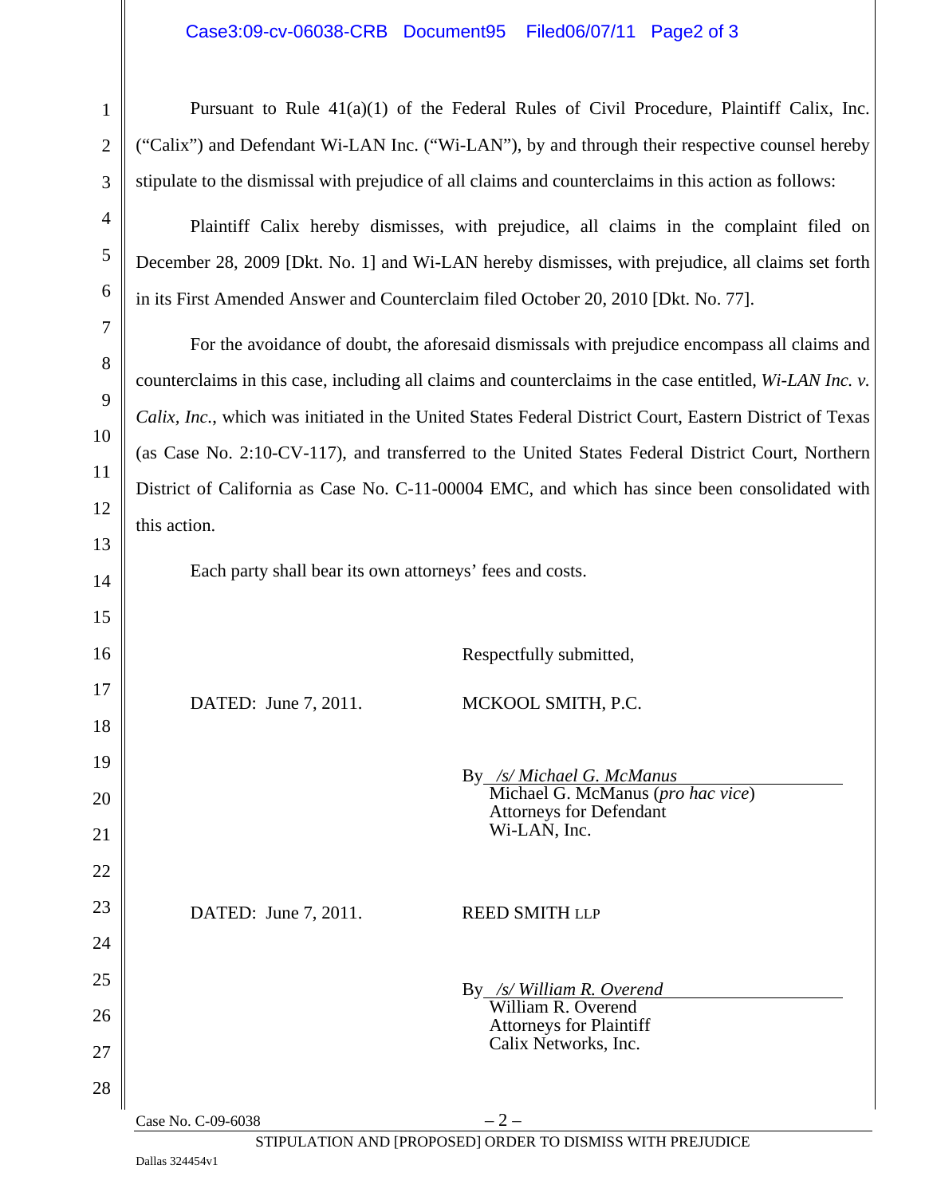Pursuant to Rule 41(a)(1) of the Federal Rules of Civil Procedure, Plaintiff Calix, Inc. ("Calix") and Defendant Wi-LAN Inc. ("Wi-LAN"), by and through their respective counsel hereby stipulate to the dismissal with prejudice of all claims and counterclaims in this action as follows:

Plaintiff Calix hereby dismisses, with prejudice, all claims in the complaint filed on December 28, 2009 [Dkt. No. 1] and Wi-LAN hereby dismisses, with prejudice, all claims set forth in its First Amended Answer and Counterclaim filed October 20, 2010 [Dkt. No. 77].

For the avoidance of doubt, the aforesaid dismissals with prejudice encompass all claims and counterclaims in this case, including all claims and counterclaims in the case entitled, *Wi-LAN Inc. v. Calix, Inc.*, which was initiated in the United States Federal District Court, Eastern District of Texas (as Case No. 2:10-CV-117), and transferred to the United States Federal District Court, Northern District of California as Case No. C-11-00004 EMC, and which has since been consolidated with this action.

Each party shall bear its own attorneys' fees and costs.

Respectfully submitted,

DATED: June 7, 2011.

MCKOOL SMITH, P.C.

By */s/ Michael G. McManus*
Michael G. McManus (*pro hac vice*)
Attorneys for Defendant
Wi-LAN, Inc.

DATED: June 7, 2011.

REED SMITH LLP

By */s/ William R. Overend*
William R. Overend
Attorneys for Plaintiff
Calix Networks, Inc.

Case No. C-09-6038

STIPULATION AND [PROPOSED] ORDER TO DISMISS WITH PREJUDICE

Dallas 324454v1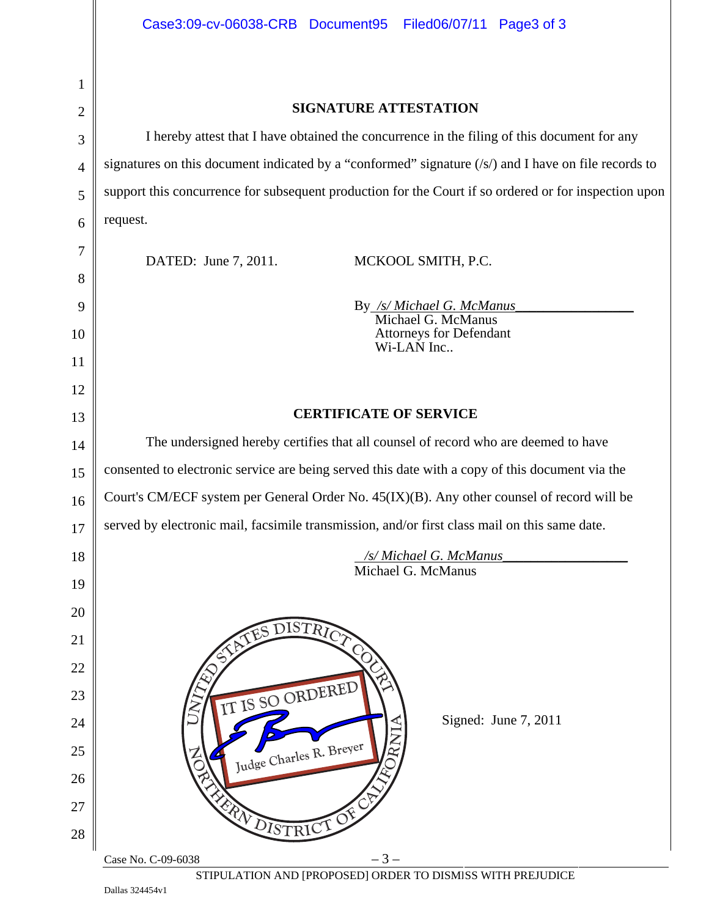## SIGNATURE ATTESTATION

I hereby attest that I have obtained the concurrence in the filing of this document for any signatures on this document indicated by a "conformed" signature (/s/) and I have on file records to support this concurrence for subsequent production for the Court if so ordered or for inspection upon request.

DATED: June 7, 2011.

MCKOOL SMITH, P.C.

By *_/s/ Michael G. McManus_*
Michael G. McManus
Attorneys for Defendant
Wi-LAN Inc..

## CERTIFICATE OF SERVICE

The undersigned hereby certifies that all counsel of record who are deemed to have consented to electronic service are being served this date with a copy of this document via the Court's CM/ECF system per General Order No. 45(IX)(B). Any other counsel of record will be served by electronic mail, facsimile transmission, and/or first class mail on this same date.

*_/s/ Michael G. McManus_*
Michael G. McManus

UNITED STATES DISTRICT COURT
NORTHERN DISTRICT OF CALIFORNIA
IT IS SO ORDERED
Judge Charles R. Breyer

Signed: June 7, 2011

Case No. C-09-6038

STIPULATION AND [PROPOSED] ORDER TO DISMISS WITH PREJUDICE

Dallas 324454v1